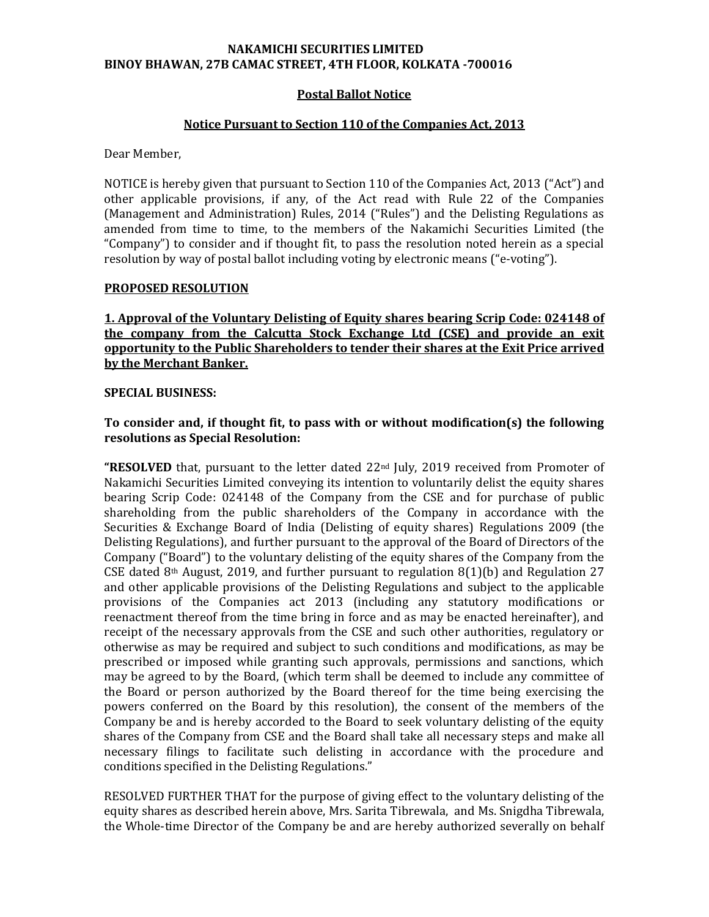**NAKAMICHI SECURITIES LIMITED**
**BINOY BHAWAN, 27B CAMAC STREET, 4TH FLOOR, KOLKATA -700016**

## Postal Ballot Notice

### Notice Pursuant to Section 110 of the Companies Act, 2013

Dear Member,

NOTICE is hereby given that pursuant to Section 110 of the Companies Act, 2013 ("Act") and other applicable provisions, if any, of the Act read with Rule 22 of the Companies (Management and Administration) Rules, 2014 ("Rules") and the Delisting Regulations as amended from time to time, to the members of the Nakamichi Securities Limited (the "Company") to consider and if thought fit, to pass the resolution noted herein as a special resolution by way of postal ballot including voting by electronic means ("e-voting").

**PROPOSED RESOLUTION**

**1. Approval of the Voluntary Delisting of Equity shares bearing Scrip Code: 024148 of the company from the Calcutta Stock Exchange Ltd (CSE) and provide an exit opportunity to the Public Shareholders to tender their shares at the Exit Price arrived by the Merchant Banker.**

**SPECIAL BUSINESS:**

**To consider and, if thought fit, to pass with or without modification(s) the following resolutions as Special Resolution:**

**"RESOLVED** that, pursuant to the letter dated 22nd July, 2019 received from Promoter of Nakamichi Securities Limited conveying its intention to voluntarily delist the equity shares bearing Scrip Code: 024148 of the Company from the CSE and for purchase of public shareholding from the public shareholders of the Company in accordance with the Securities & Exchange Board of India (Delisting of equity shares) Regulations 2009 (the Delisting Regulations), and further pursuant to the approval of the Board of Directors of the Company ("Board") to the voluntary delisting of the equity shares of the Company from the CSE dated 8th August, 2019, and further pursuant to regulation 8(1)(b) and Regulation 27 and other applicable provisions of the Delisting Regulations and subject to the applicable provisions of the Companies act 2013 (including any statutory modifications or reenactment thereof from the time bring in force and as may be enacted hereinafter), and receipt of the necessary approvals from the CSE and such other authorities, regulatory or otherwise as may be required and subject to such conditions and modifications, as may be prescribed or imposed while granting such approvals, permissions and sanctions, which may be agreed to by the Board, (which term shall be deemed to include any committee of the Board or person authorized by the Board thereof for the time being exercising the powers conferred on the Board by this resolution), the consent of the members of the Company be and is hereby accorded to the Board to seek voluntary delisting of the equity shares of the Company from CSE and the Board shall take all necessary steps and make all necessary filings to facilitate such delisting in accordance with the procedure and conditions specified in the Delisting Regulations."

RESOLVED FURTHER THAT for the purpose of giving effect to the voluntary delisting of the equity shares as described herein above, Mrs. Sarita Tibrewala, and Ms. Snigdha Tibrewala, the Whole-time Director of the Company be and are hereby authorized severally on behalf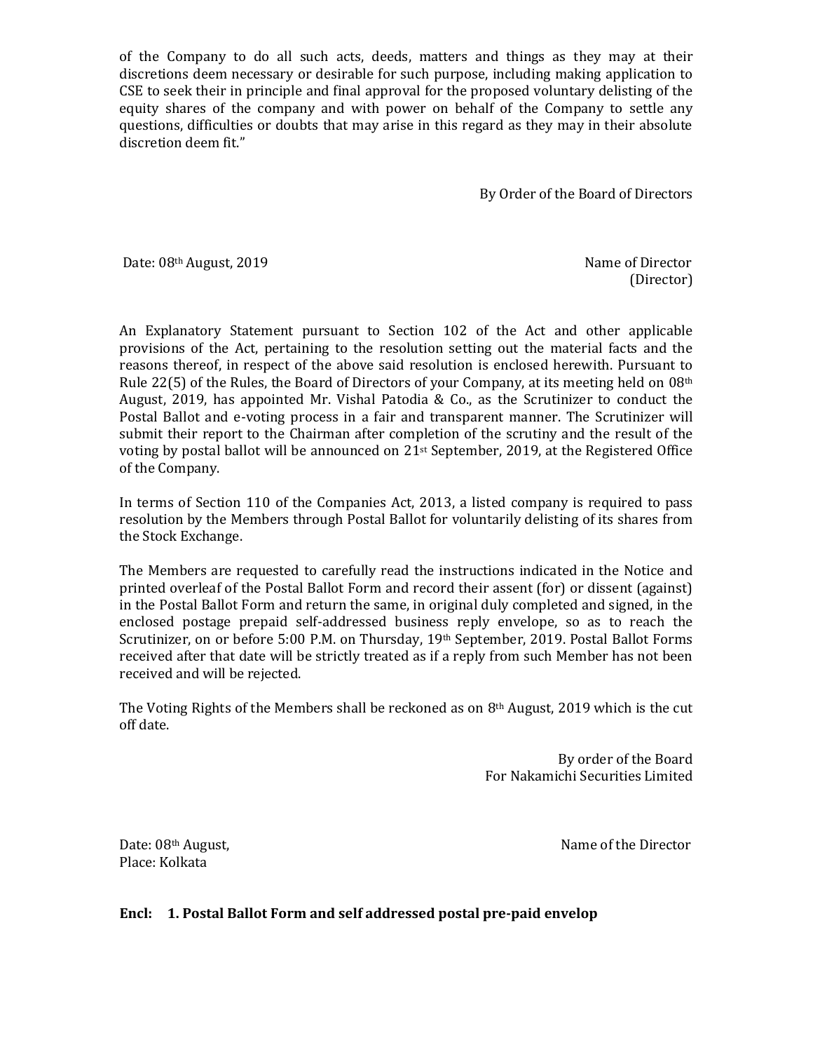of the Company to do all such acts, deeds, matters and things as they may at their discretions deem necessary or desirable for such purpose, including making application to CSE to seek their in principle and final approval for the proposed voluntary delisting of the equity shares of the company and with power on behalf of the Company to settle any questions, difficulties or doubts that may arise in this regard as they may in their absolute discretion deem fit."

By Order of the Board of Directors

Date: 08th August, 2019

Name of Director
(Director)

An Explanatory Statement pursuant to Section 102 of the Act and other applicable provisions of the Act, pertaining to the resolution setting out the material facts and the reasons thereof, in respect of the above said resolution is enclosed herewith. Pursuant to Rule 22(5) of the Rules, the Board of Directors of your Company, at its meeting held on 08th August, 2019, has appointed Mr. Vishal Patodia & Co., as the Scrutinizer to conduct the Postal Ballot and e-voting process in a fair and transparent manner. The Scrutinizer will submit their report to the Chairman after completion of the scrutiny and the result of the voting by postal ballot will be announced on 21st September, 2019, at the Registered Office of the Company.

In terms of Section 110 of the Companies Act, 2013, a listed company is required to pass resolution by the Members through Postal Ballot for voluntarily delisting of its shares from the Stock Exchange.

The Members are requested to carefully read the instructions indicated in the Notice and printed overleaf of the Postal Ballot Form and record their assent (for) or dissent (against) in the Postal Ballot Form and return the same, in original duly completed and signed, in the enclosed postage prepaid self-addressed business reply envelope, so as to reach the Scrutinizer, on or before 5:00 P.M. on Thursday, 19th September, 2019. Postal Ballot Forms received after that date will be strictly treated as if a reply from such Member has not been received and will be rejected.

The Voting Rights of the Members shall be reckoned as on 8th August, 2019 which is the cut off date.

By order of the Board
For Nakamichi Securities Limited

Date: 08th August,
Place: Kolkata

Name of the Director

**Encl: 1. Postal Ballot Form and self addressed postal pre-paid envelop**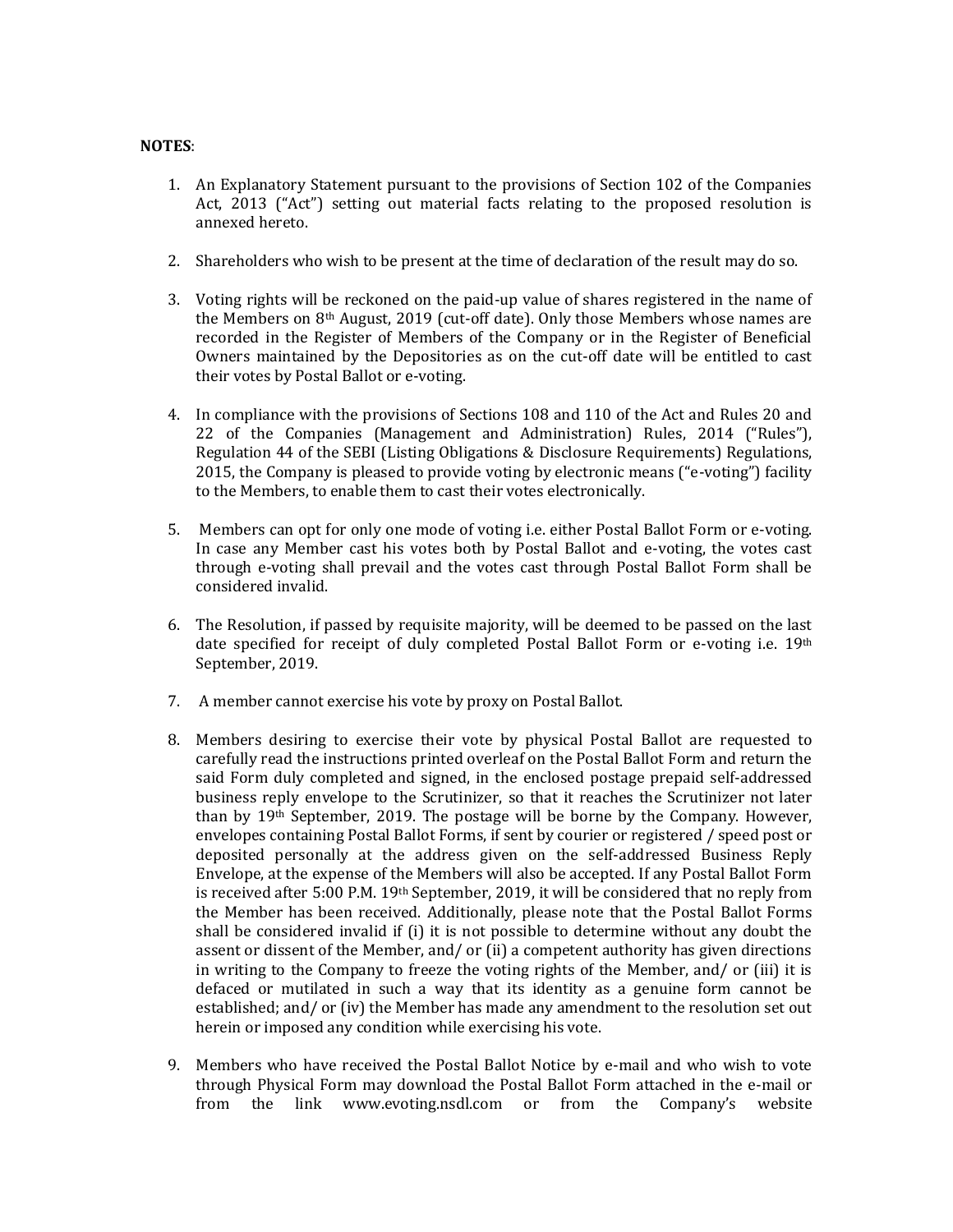**NOTES**:

1. An Explanatory Statement pursuant to the provisions of Section 102 of the Companies Act, 2013 ("Act") setting out material facts relating to the proposed resolution is annexed hereto.

2. Shareholders who wish to be present at the time of declaration of the result may do so.

3. Voting rights will be reckoned on the paid-up value of shares registered in the name of the Members on 8th August, 2019 (cut-off date). Only those Members whose names are recorded in the Register of Members of the Company or in the Register of Beneficial Owners maintained by the Depositories as on the cut-off date will be entitled to cast their votes by Postal Ballot or e-voting.

4. In compliance with the provisions of Sections 108 and 110 of the Act and Rules 20 and 22 of the Companies (Management and Administration) Rules, 2014 ("Rules"), Regulation 44 of the SEBI (Listing Obligations & Disclosure Requirements) Regulations, 2015, the Company is pleased to provide voting by electronic means ("e-voting") facility to the Members, to enable them to cast their votes electronically.

5. Members can opt for only one mode of voting i.e. either Postal Ballot Form or e-voting. In case any Member cast his votes both by Postal Ballot and e-voting, the votes cast through e-voting shall prevail and the votes cast through Postal Ballot Form shall be considered invalid.

6. The Resolution, if passed by requisite majority, will be deemed to be passed on the last date specified for receipt of duly completed Postal Ballot Form or e-voting i.e. 19th September, 2019.

7. A member cannot exercise his vote by proxy on Postal Ballot.

8. Members desiring to exercise their vote by physical Postal Ballot are requested to carefully read the instructions printed overleaf on the Postal Ballot Form and return the said Form duly completed and signed, in the enclosed postage prepaid self-addressed business reply envelope to the Scrutinizer, so that it reaches the Scrutinizer not later than by 19th September, 2019. The postage will be borne by the Company. However, envelopes containing Postal Ballot Forms, if sent by courier or registered / speed post or deposited personally at the address given on the self-addressed Business Reply Envelope, at the expense of the Members will also be accepted. If any Postal Ballot Form is received after 5:00 P.M. 19th September, 2019, it will be considered that no reply from the Member has been received. Additionally, please note that the Postal Ballot Forms shall be considered invalid if (i) it is not possible to determine without any doubt the assent or dissent of the Member, and/ or (ii) a competent authority has given directions in writing to the Company to freeze the voting rights of the Member, and/ or (iii) it is defaced or mutilated in such a way that its identity as a genuine form cannot be established; and/ or (iv) the Member has made any amendment to the resolution set out herein or imposed any condition while exercising his vote.

9. Members who have received the Postal Ballot Notice by e-mail and who wish to vote through Physical Form may download the Postal Ballot Form attached in the e-mail or from the link www.evoting.nsdl.com or from the Company's website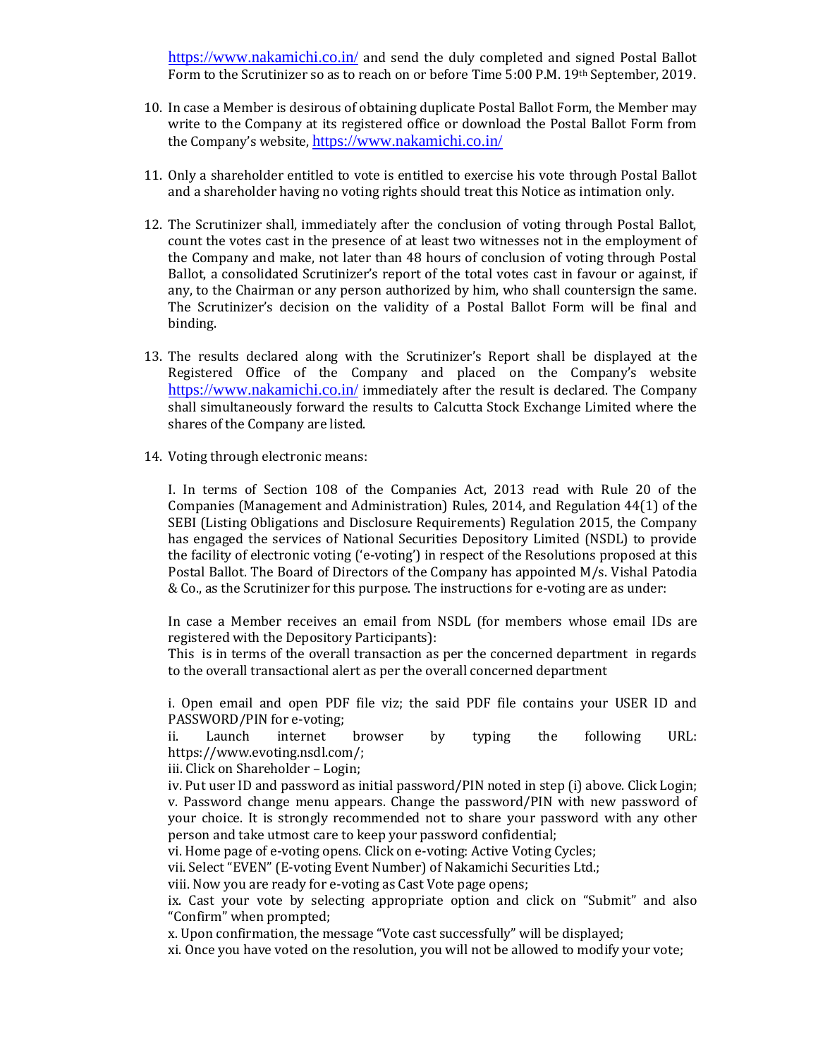https://www.nakamichi.co.in/ and send the duly completed and signed Postal Ballot Form to the Scrutinizer so as to reach on or before Time 5:00 P.M. 19th September, 2019.

10. In case a Member is desirous of obtaining duplicate Postal Ballot Form, the Member may write to the Company at its registered office or download the Postal Ballot Form from the Company's website, https://www.nakamichi.co.in/

11. Only a shareholder entitled to vote is entitled to exercise his vote through Postal Ballot and a shareholder having no voting rights should treat this Notice as intimation only.

12. The Scrutinizer shall, immediately after the conclusion of voting through Postal Ballot, count the votes cast in the presence of at least two witnesses not in the employment of the Company and make, not later than 48 hours of conclusion of voting through Postal Ballot, a consolidated Scrutinizer's report of the total votes cast in favour or against, if any, to the Chairman or any person authorized by him, who shall countersign the same. The Scrutinizer's decision on the validity of a Postal Ballot Form will be final and binding.

13. The results declared along with the Scrutinizer's Report shall be displayed at the Registered Office of the Company and placed on the Company's website https://www.nakamichi.co.in/ immediately after the result is declared. The Company shall simultaneously forward the results to Calcutta Stock Exchange Limited where the shares of the Company are listed.

14. Voting through electronic means:

    I. In terms of Section 108 of the Companies Act, 2013 read with Rule 20 of the Companies (Management and Administration) Rules, 2014, and Regulation 44(1) of the SEBI (Listing Obligations and Disclosure Requirements) Regulation 2015, the Company has engaged the services of National Securities Depository Limited (NSDL) to provide the facility of electronic voting ('e-voting') in respect of the Resolutions proposed at this Postal Ballot. The Board of Directors of the Company has appointed M/s. Vishal Patodia & Co., as the Scrutinizer for this purpose. The instructions for e-voting are as under:

    In case a Member receives an email from NSDL (for members whose email IDs are registered with the Depository Participants):
    This is in terms of the overall transaction as per the concerned department in regards to the overall transactional alert as per the overall concerned department

    i. Open email and open PDF file viz; the said PDF file contains your USER ID and PASSWORD/PIN for e-voting;
    ii. Launch internet browser by typing the following URL: https://www.evoting.nsdl.com/;
    iii. Click on Shareholder – Login;
    iv. Put user ID and password as initial password/PIN noted in step (i) above. Click Login;
    v. Password change menu appears. Change the password/PIN with new password of your choice. It is strongly recommended not to share your password with any other person and take utmost care to keep your password confidential;
    vi. Home page of e-voting opens. Click on e-voting: Active Voting Cycles;
    vii. Select "EVEN" (E-voting Event Number) of Nakamichi Securities Ltd.;
    viii. Now you are ready for e-voting as Cast Vote page opens;
    ix. Cast your vote by selecting appropriate option and click on "Submit" and also "Confirm" when prompted;
    x. Upon confirmation, the message "Vote cast successfully" will be displayed;
    xi. Once you have voted on the resolution, you will not be allowed to modify your vote;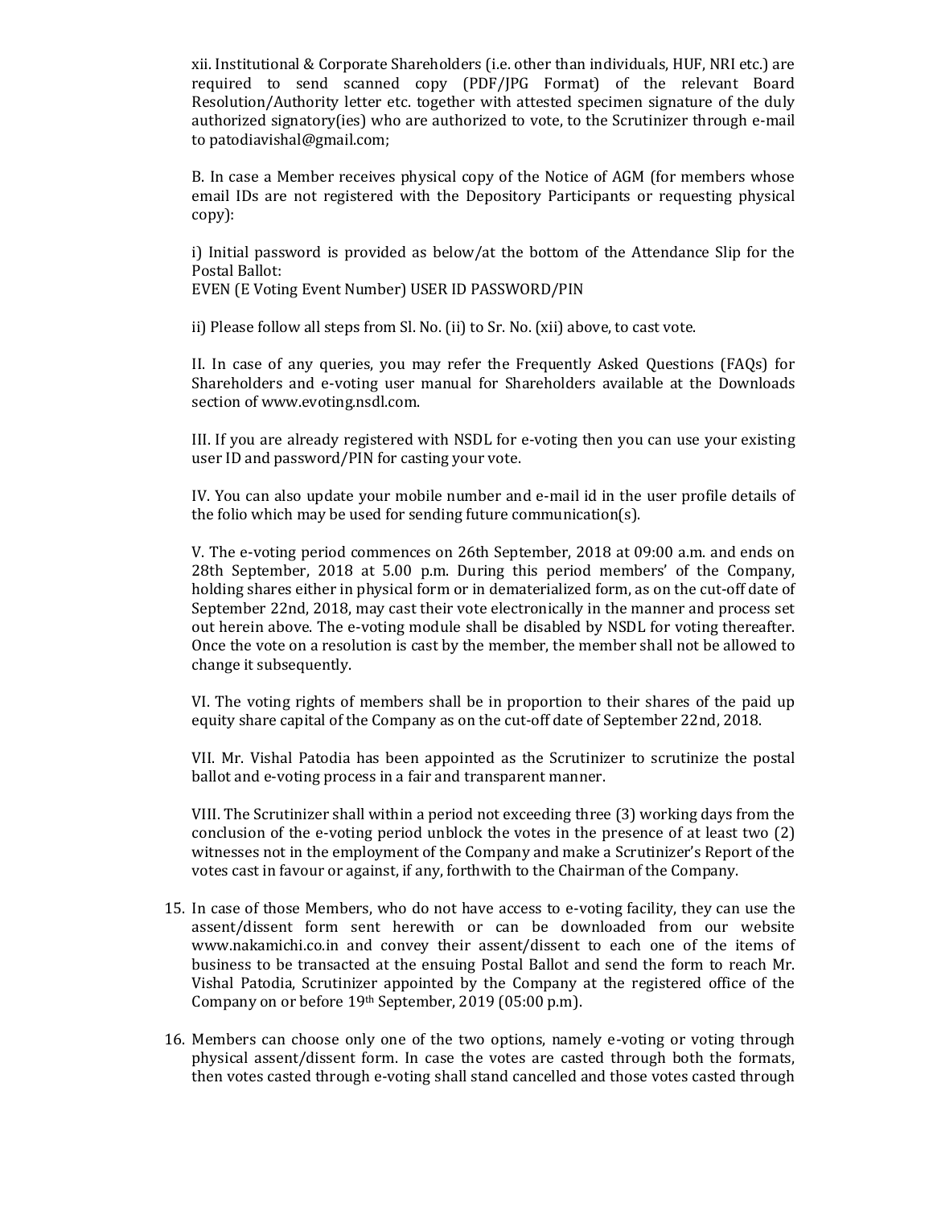xii. Institutional & Corporate Shareholders (i.e. other than individuals, HUF, NRI etc.) are required to send scanned copy (PDF/JPG Format) of the relevant Board Resolution/Authority letter etc. together with attested specimen signature of the duly authorized signatory(ies) who are authorized to vote, to the Scrutinizer through e-mail to patodiavishal@gmail.com;

B. In case a Member receives physical copy of the Notice of AGM (for members whose email IDs are not registered with the Depository Participants or requesting physical copy):

i) Initial password is provided as below/at the bottom of the Attendance Slip for the Postal Ballot:
EVEN (E Voting Event Number) USER ID PASSWORD/PIN

ii) Please follow all steps from Sl. No. (ii) to Sr. No. (xii) above, to cast vote.

II. In case of any queries, you may refer the Frequently Asked Questions (FAQs) for Shareholders and e-voting user manual for Shareholders available at the Downloads section of www.evoting.nsdl.com.

III. If you are already registered with NSDL for e-voting then you can use your existing user ID and password/PIN for casting your vote.

IV. You can also update your mobile number and e-mail id in the user profile details of the folio which may be used for sending future communication(s).

V. The e-voting period commences on 26th September, 2018 at 09:00 a.m. and ends on 28th September, 2018 at 5.00 p.m. During this period members' of the Company, holding shares either in physical form or in dematerialized form, as on the cut-off date of September 22nd, 2018, may cast their vote electronically in the manner and process set out herein above. The e-voting module shall be disabled by NSDL for voting thereafter. Once the vote on a resolution is cast by the member, the member shall not be allowed to change it subsequently.

VI. The voting rights of members shall be in proportion to their shares of the paid up equity share capital of the Company as on the cut-off date of September 22nd, 2018.

VII. Mr. Vishal Patodia has been appointed as the Scrutinizer to scrutinize the postal ballot and e-voting process in a fair and transparent manner.

VIII. The Scrutinizer shall within a period not exceeding three (3) working days from the conclusion of the e-voting period unblock the votes in the presence of at least two (2) witnesses not in the employment of the Company and make a Scrutinizer's Report of the votes cast in favour or against, if any, forthwith to the Chairman of the Company.

15. In case of those Members, who do not have access to e-voting facility, they can use the assent/dissent form sent herewith or can be downloaded from our website www.nakamichi.co.in and convey their assent/dissent to each one of the items of business to be transacted at the ensuing Postal Ballot and send the form to reach Mr. Vishal Patodia, Scrutinizer appointed by the Company at the registered office of the Company on or before 19th September, 2019 (05:00 p.m).

16. Members can choose only one of the two options, namely e-voting or voting through physical assent/dissent form. In case the votes are casted through both the formats, then votes casted through e-voting shall stand cancelled and those votes casted through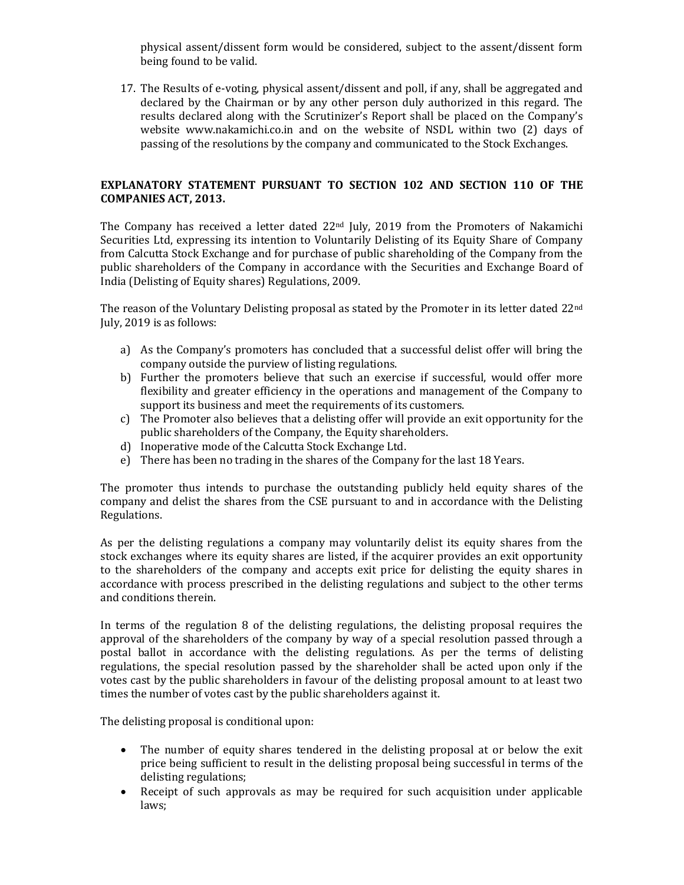physical assent/dissent form would be considered, subject to the assent/dissent form being found to be valid.

17. The Results of e-voting, physical assent/dissent and poll, if any, shall be aggregated and declared by the Chairman or by any other person duly authorized in this regard. The results declared along with the Scrutinizer's Report shall be placed on the Company's website www.nakamichi.co.in and on the website of NSDL within two (2) days of passing of the resolutions by the company and communicated to the Stock Exchanges.

**EXPLANATORY STATEMENT PURSUANT TO SECTION 102 AND SECTION 110 OF THE COMPANIES ACT, 2013.**

The Company has received a letter dated 22nd July, 2019 from the Promoters of Nakamichi Securities Ltd, expressing its intention to Voluntarily Delisting of its Equity Share of Company from Calcutta Stock Exchange and for purchase of public shareholding of the Company from the public shareholders of the Company in accordance with the Securities and Exchange Board of India (Delisting of Equity shares) Regulations, 2009.

The reason of the Voluntary Delisting proposal as stated by the Promoter in its letter dated 22nd July, 2019 is as follows:

a) As the Company's promoters has concluded that a successful delist offer will bring the company outside the purview of listing regulations.
b) Further the promoters believe that such an exercise if successful, would offer more flexibility and greater efficiency in the operations and management of the Company to support its business and meet the requirements of its customers.
c) The Promoter also believes that a delisting offer will provide an exit opportunity for the public shareholders of the Company, the Equity shareholders.
d) Inoperative mode of the Calcutta Stock Exchange Ltd.
e) There has been no trading in the shares of the Company for the last 18 Years.

The promoter thus intends to purchase the outstanding publicly held equity shares of the company and delist the shares from the CSE pursuant to and in accordance with the Delisting Regulations.

As per the delisting regulations a company may voluntarily delist its equity shares from the stock exchanges where its equity shares are listed, if the acquirer provides an exit opportunity to the shareholders of the company and accepts exit price for delisting the equity shares in accordance with process prescribed in the delisting regulations and subject to the other terms and conditions therein.

In terms of the regulation 8 of the delisting regulations, the delisting proposal requires the approval of the shareholders of the company by way of a special resolution passed through a postal ballot in accordance with the delisting regulations. As per the terms of delisting regulations, the special resolution passed by the shareholder shall be acted upon only if the votes cast by the public shareholders in favour of the delisting proposal amount to at least two times the number of votes cast by the public shareholders against it.

The delisting proposal is conditional upon:

- The number of equity shares tendered in the delisting proposal at or below the exit price being sufficient to result in the delisting proposal being successful in terms of the delisting regulations;
- Receipt of such approvals as may be required for such acquisition under applicable laws;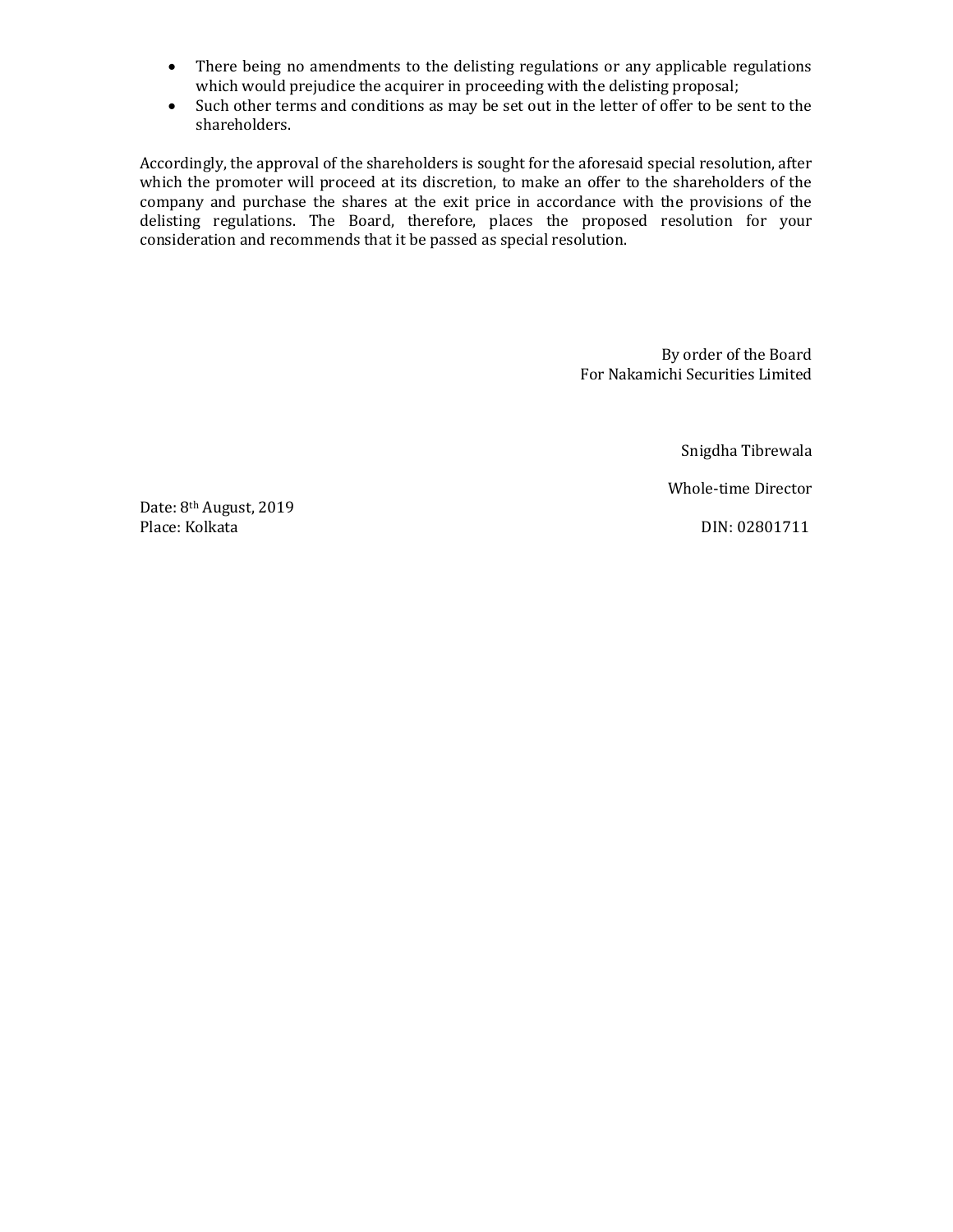- There being no amendments to the delisting regulations or any applicable regulations which would prejudice the acquirer in proceeding with the delisting proposal;
- Such other terms and conditions as may be set out in the letter of offer to be sent to the shareholders.

Accordingly, the approval of the shareholders is sought for the aforesaid special resolution, after which the promoter will proceed at its discretion, to make an offer to the shareholders of the company and purchase the shares at the exit price in accordance with the provisions of the delisting regulations. The Board, therefore, places the proposed resolution for your consideration and recommends that it be passed as special resolution.

By order of the Board
For Nakamichi Securities Limited

Snigdha Tibrewala

Whole-time Director

DIN: 02801711

Date: 8th August, 2019
Place: Kolkata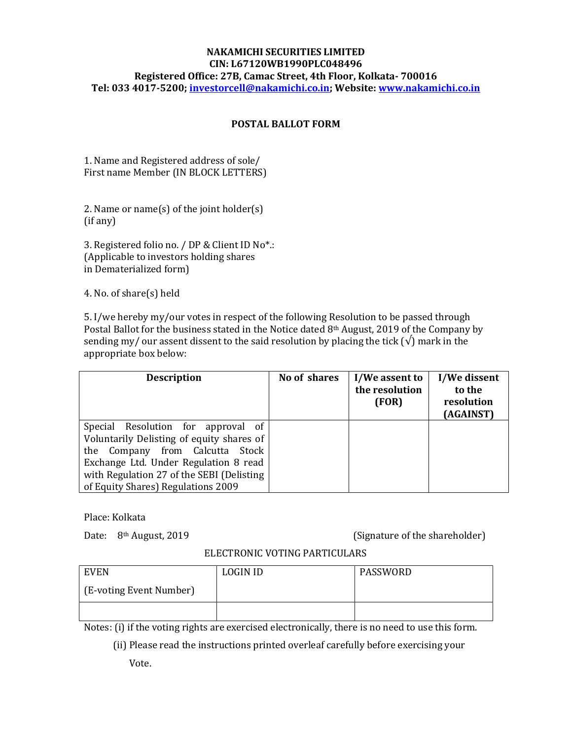**NAKAMICHI SECURITIES LIMITED**
**CIN: L67120WB1990PLC048496**
**Registered Office: 27B, Camac Street, 4th Floor, Kolkata- 700016**
**Tel: 033 4017-5200; investorcell@nakamichi.co.in; Website: www.nakamichi.co.in**

## POSTAL BALLOT FORM

1. Name and Registered address of sole/
First name Member (IN BLOCK LETTERS)

2. Name or name(s) of the joint holder(s)
(if any)

3. Registered folio no. / DP & Client ID No*.:
(Applicable to investors holding shares
in Dematerialized form)

4. No. of share(s) held

5. I/we hereby my/our votes in respect of the following Resolution to be passed through Postal Ballot for the business stated in the Notice dated 8th August, 2019 of the Company by sending my/ our assent dissent to the said resolution by placing the tick (√) mark in the appropriate box below:

| Description | No of shares | I/We assent to the resolution (FOR) | I/We dissent to the resolution (AGAINST) |
|---|---|---|---|
| Special Resolution for approval of Voluntarily Delisting of equity shares of the Company from Calcutta Stock Exchange Ltd. Under Regulation 8 read with Regulation 27 of the SEBI (Delisting of Equity Shares) Regulations 2009 | | | |

Place: Kolkata

Date: 8th August, 2019 (Signature of the shareholder)

ELECTRONIC VOTING PARTICULARS

| EVEN (E-voting Event Number) | LOGIN ID | PASSWORD |
|---|---|---|
| | | |

Notes: (i) if the voting rights are exercised electronically, there is no need to use this form.

(ii) Please read the instructions printed overleaf carefully before exercising your Vote.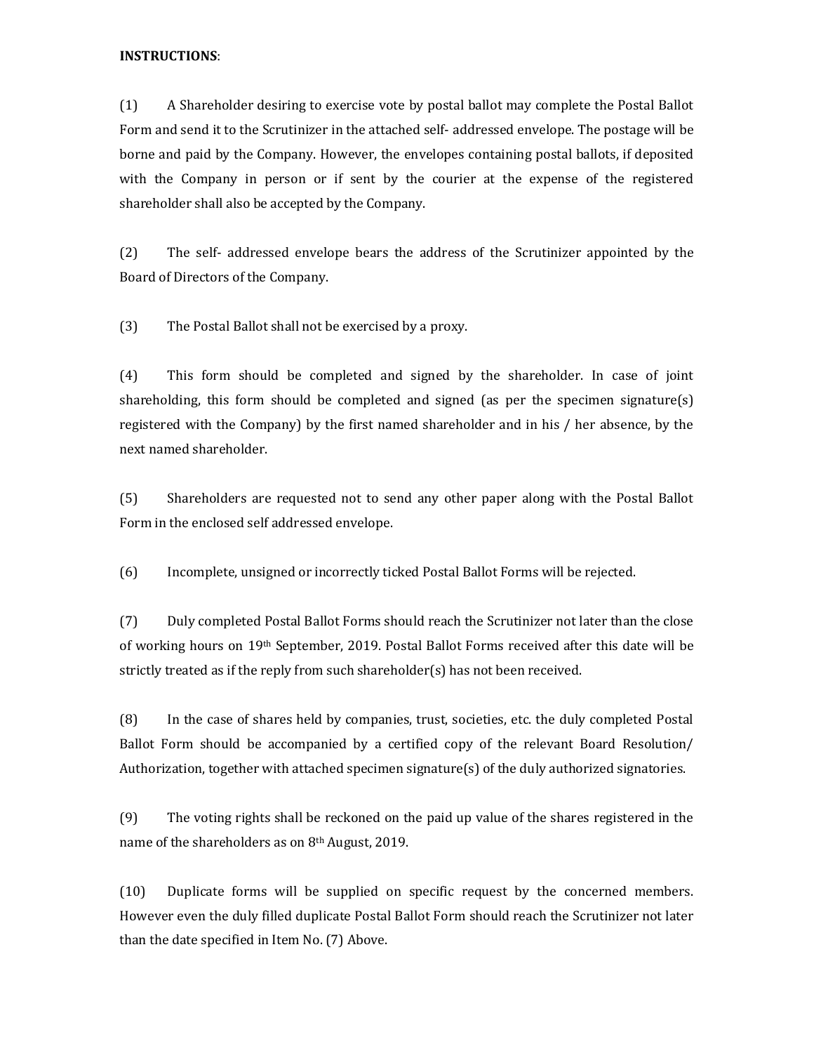**INSTRUCTIONS**:

(1) A Shareholder desiring to exercise vote by postal ballot may complete the Postal Ballot Form and send it to the Scrutinizer in the attached self- addressed envelope. The postage will be borne and paid by the Company. However, the envelopes containing postal ballots, if deposited with the Company in person or if sent by the courier at the expense of the registered shareholder shall also be accepted by the Company.

(2) The self- addressed envelope bears the address of the Scrutinizer appointed by the Board of Directors of the Company.

(3) The Postal Ballot shall not be exercised by a proxy.

(4) This form should be completed and signed by the shareholder. In case of joint shareholding, this form should be completed and signed (as per the specimen signature(s) registered with the Company) by the first named shareholder and in his / her absence, by the next named shareholder.

(5) Shareholders are requested not to send any other paper along with the Postal Ballot Form in the enclosed self addressed envelope.

(6) Incomplete, unsigned or incorrectly ticked Postal Ballot Forms will be rejected.

(7) Duly completed Postal Ballot Forms should reach the Scrutinizer not later than the close of working hours on 19th September, 2019. Postal Ballot Forms received after this date will be strictly treated as if the reply from such shareholder(s) has not been received.

(8) In the case of shares held by companies, trust, societies, etc. the duly completed Postal Ballot Form should be accompanied by a certified copy of the relevant Board Resolution/ Authorization, together with attached specimen signature(s) of the duly authorized signatories.

(9) The voting rights shall be reckoned on the paid up value of the shares registered in the name of the shareholders as on 8th August, 2019.

(10) Duplicate forms will be supplied on specific request by the concerned members. However even the duly filled duplicate Postal Ballot Form should reach the Scrutinizer not later than the date specified in Item No. (7) Above.